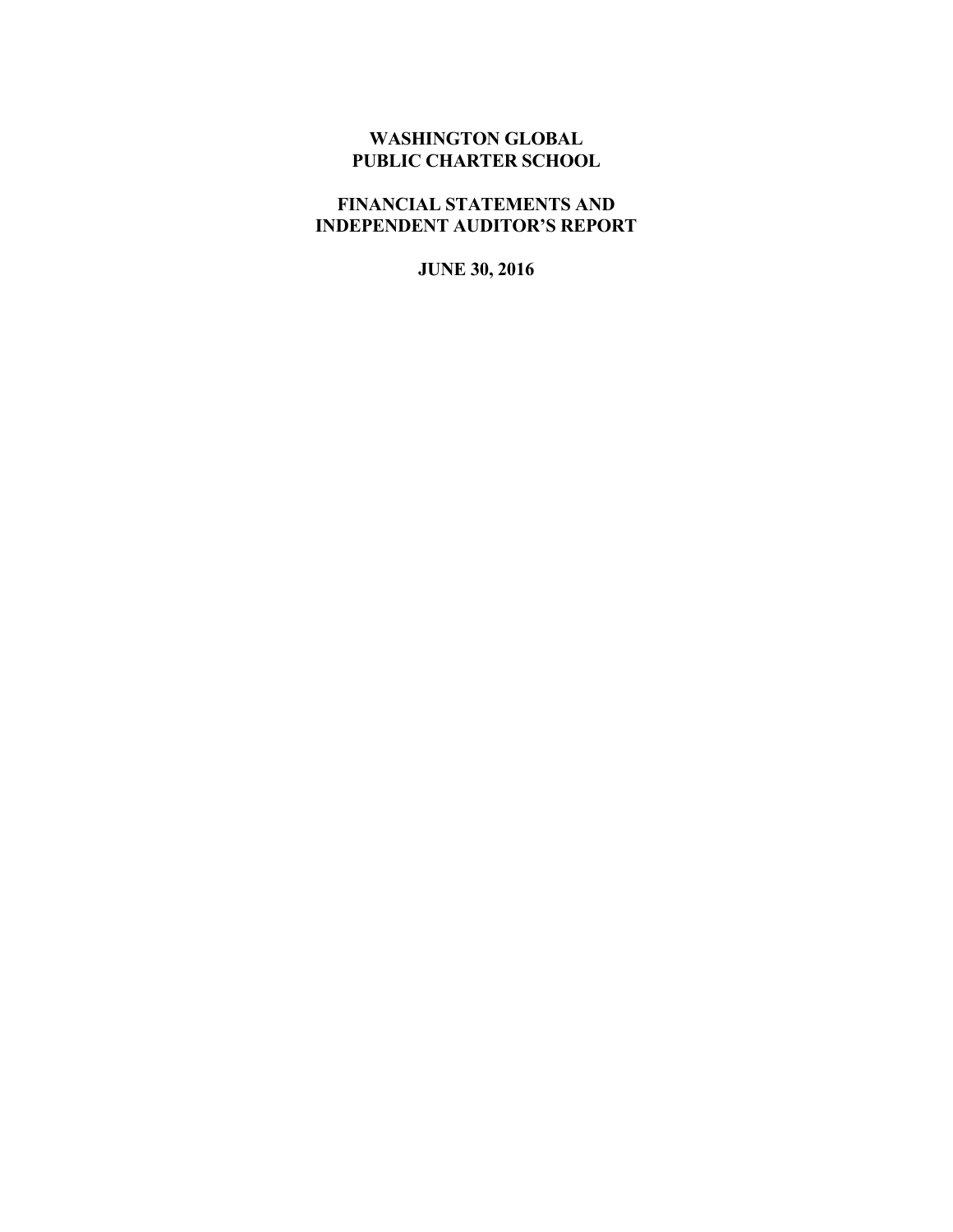# WASHINGTON GLOBAL PUBLIC CHARTER SCHOOL

## FINANCIAL STATEMENTS AND INDEPENDENT AUDITOR'S REPORT

**JUNE 30, 2016**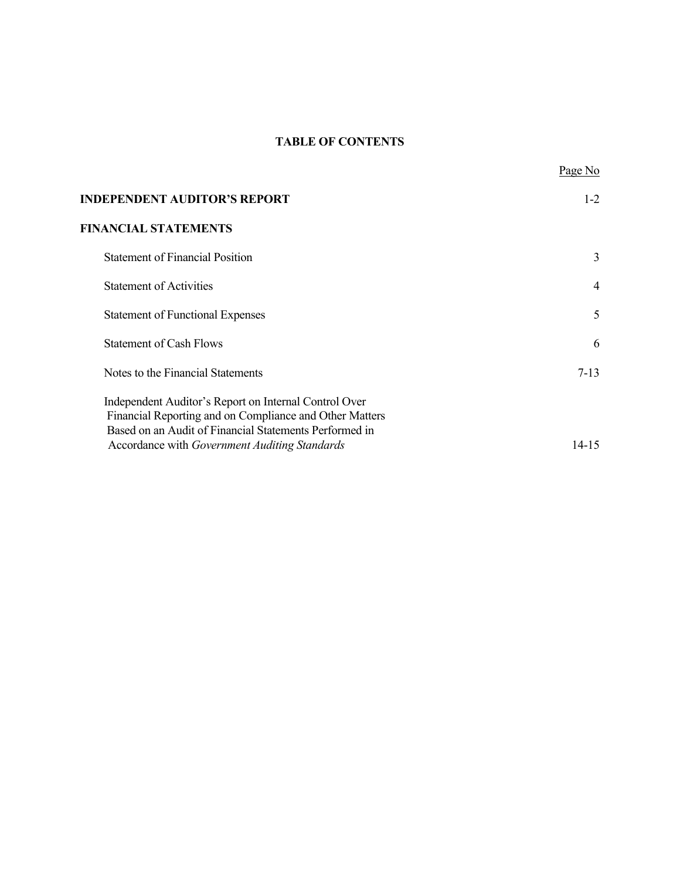# TABLE OF CONTENTS

| | Page No |
|---|---|
| **INDEPENDENT AUDITOR'S REPORT** | 1-2 |
| **FINANCIAL STATEMENTS** | |
| Statement of Financial Position | 3 |
| Statement of Activities | 4 |
| Statement of Functional Expenses | 5 |
| Statement of Cash Flows | 6 |
| Notes to the Financial Statements | 7-13 |
| Independent Auditor's Report on Internal Control Over Financial Reporting and on Compliance and Other Matters Based on an Audit of Financial Statements Performed in Accordance with *Government Auditing Standards* | 14-15 |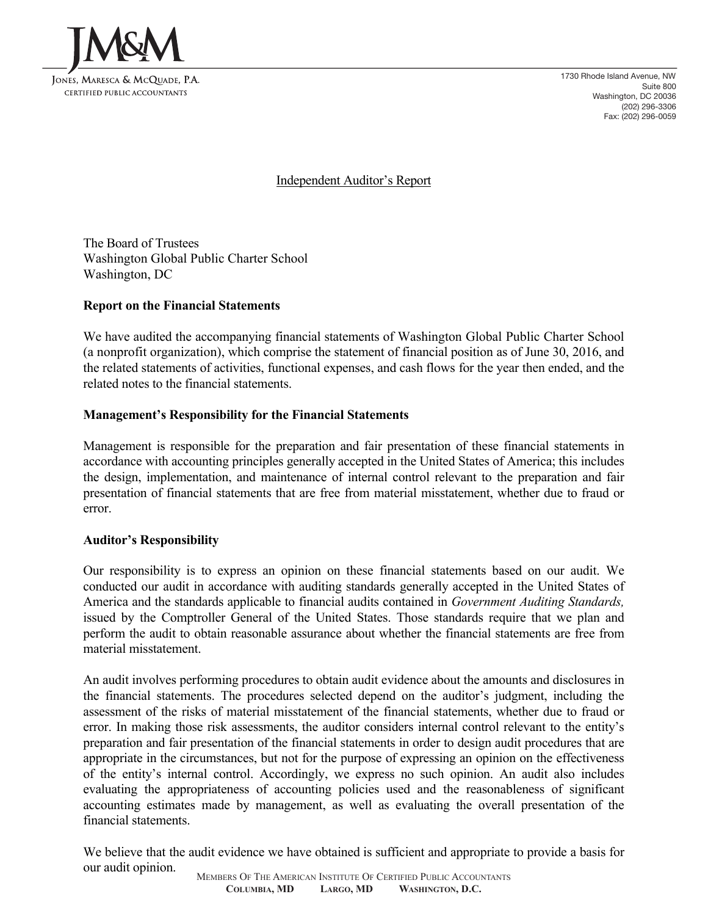JM&M

JONES, MARESCA & MCQUADE, P.A.
CERTIFIED PUBLIC ACCOUNTANTS

1730 Rhode Island Avenue, NW
Suite 800
Washington, DC 20036
(202) 296-3306
Fax: (202) 296-0059

## Independent Auditor's Report

The Board of Trustees
Washington Global Public Charter School
Washington, DC

**Report on the Financial Statements**

We have audited the accompanying financial statements of Washington Global Public Charter School (a nonprofit organization), which comprise the statement of financial position as of June 30, 2016, and the related statements of activities, functional expenses, and cash flows for the year then ended, and the related notes to the financial statements.

**Management's Responsibility for the Financial Statements**

Management is responsible for the preparation and fair presentation of these financial statements in accordance with accounting principles generally accepted in the United States of America; this includes the design, implementation, and maintenance of internal control relevant to the preparation and fair presentation of financial statements that are free from material misstatement, whether due to fraud or error.

**Auditor's Responsibility**

Our responsibility is to express an opinion on these financial statements based on our audit. We conducted our audit in accordance with auditing standards generally accepted in the United States of America and the standards applicable to financial audits contained in *Government Auditing Standards,* issued by the Comptroller General of the United States. Those standards require that we plan and perform the audit to obtain reasonable assurance about whether the financial statements are free from material misstatement.

An audit involves performing procedures to obtain audit evidence about the amounts and disclosures in the financial statements. The procedures selected depend on the auditor's judgment, including the assessment of the risks of material misstatement of the financial statements, whether due to fraud or error. In making those risk assessments, the auditor considers internal control relevant to the entity's preparation and fair presentation of the financial statements in order to design audit procedures that are appropriate in the circumstances, but not for the purpose of expressing an opinion on the effectiveness of the entity's internal control. Accordingly, we express no such opinion. An audit also includes evaluating the appropriateness of accounting policies used and the reasonableness of significant accounting estimates made by management, as well as evaluating the overall presentation of the financial statements.

We believe that the audit evidence we have obtained is sufficient and appropriate to provide a basis for our audit opinion.

MEMBERS OF THE AMERICAN INSTITUTE OF CERTIFIED PUBLIC ACCOUNTANTS
COLUMBIA, MD LARGO, MD WASHINGTON, D.C.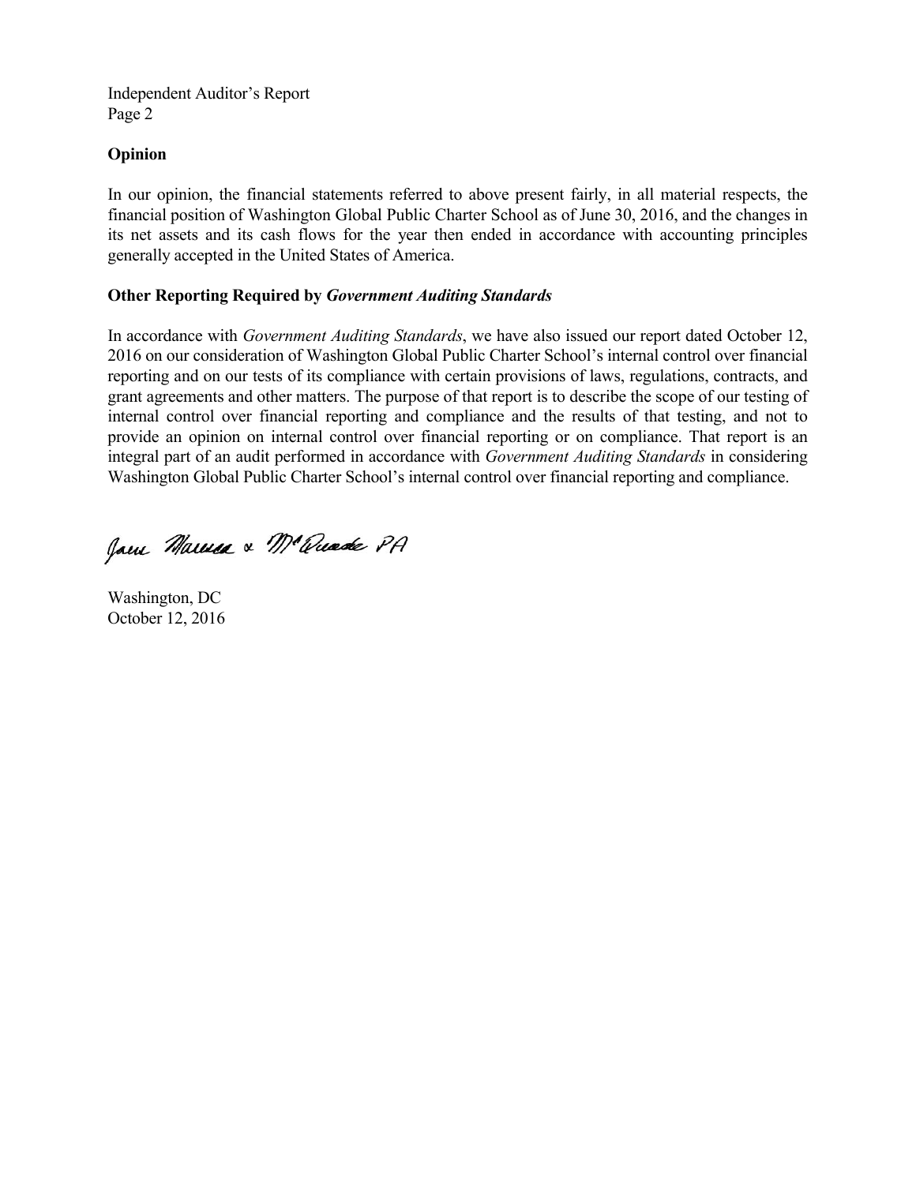## Opinion

In our opinion, the financial statements referred to above present fairly, in all material respects, the financial position of Washington Global Public Charter School as of June 30, 2016, and the changes in its net assets and its cash flows for the year then ended in accordance with accounting principles generally accepted in the United States of America.

## Other Reporting Required by *Government Auditing Standards*

In accordance with *Government Auditing Standards*, we have also issued our report dated October 12, 2016 on our consideration of Washington Global Public Charter School's internal control over financial reporting and on our tests of its compliance with certain provisions of laws, regulations, contracts, and grant agreements and other matters. The purpose of that report is to describe the scope of our testing of internal control over financial reporting and compliance and the results of that testing, and not to provide an opinion on internal control over financial reporting or on compliance. That report is an integral part of an audit performed in accordance with *Government Auditing Standards* in considering Washington Global Public Charter School's internal control over financial reporting and compliance.

Jane Marcus & McQuade PA

Washington, DC
October 12, 2016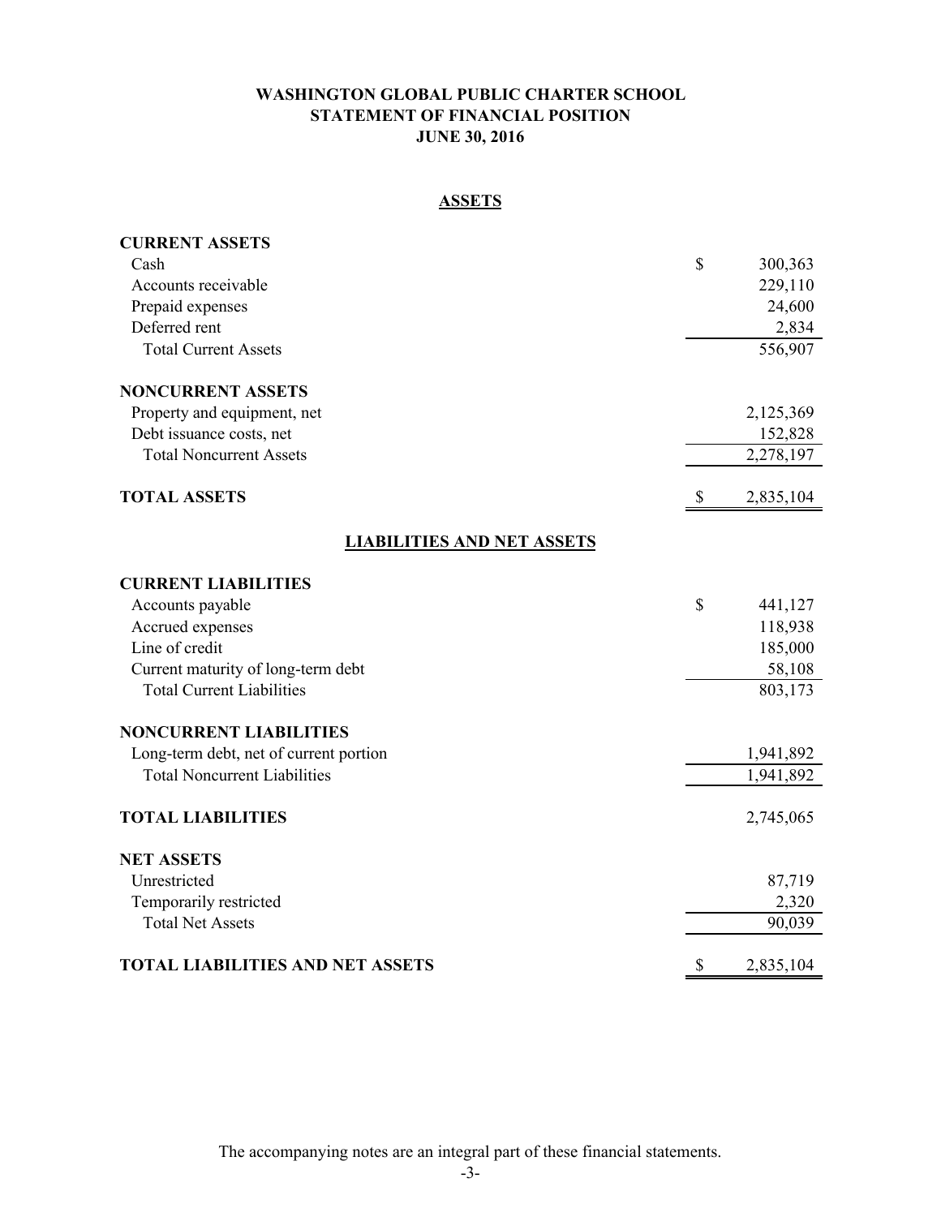# WASHINGTON GLOBAL PUBLIC CHARTER SCHOOL
## STATEMENT OF FINANCIAL POSITION
### JUNE 30, 2016

## ASSETS

| | |
|---|---|
| **CURRENT ASSETS** | |
| Cash | $ 300,363 |
| Accounts receivable | 229,110 |
| Prepaid expenses | 24,600 |
| Deferred rent | 2,834 |
| Total Current Assets | 556,907 |
| **NONCURRENT ASSETS** | |
| Property and equipment, net | 2,125,369 |
| Debt issuance costs, net | 152,828 |
| Total Noncurrent Assets | 2,278,197 |
| **TOTAL ASSETS** | $ 2,835,104 |

## LIABILITIES AND NET ASSETS

| | |
|---|---|
| **CURRENT LIABILITIES** | |
| Accounts payable | $ 441,127 |
| Accrued expenses | 118,938 |
| Line of credit | 185,000 |
| Current maturity of long-term debt | 58,108 |
| Total Current Liabilities | 803,173 |
| **NONCURRENT LIABILITIES** | |
| Long-term debt, net of current portion | 1,941,892 |
| Total Noncurrent Liabilities | 1,941,892 |
| **TOTAL LIABILITIES** | 2,745,065 |
| **NET ASSETS** | |
| Unrestricted | 87,719 |
| Temporarily restricted | 2,320 |
| Total Net Assets | 90,039 |
| **TOTAL LIABILITIES AND NET ASSETS** | $ 2,835,104 |

The accompanying notes are an integral part of these financial statements.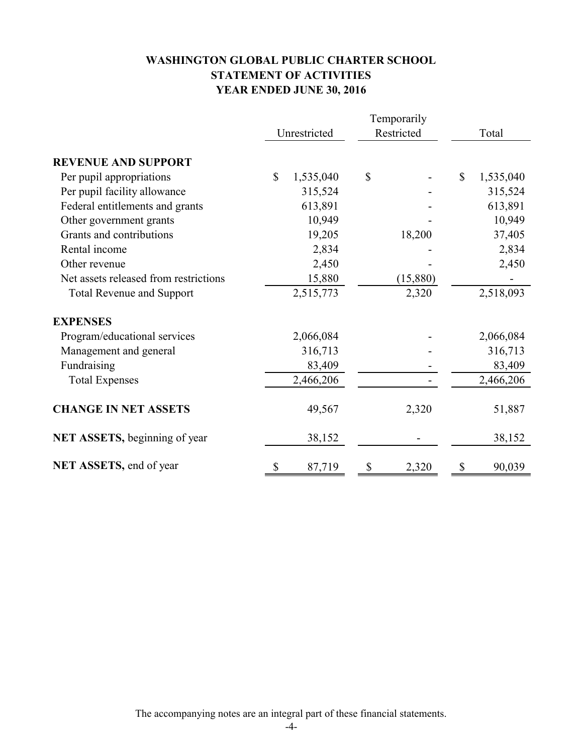# WASHINGTON GLOBAL PUBLIC CHARTER SCHOOL
## STATEMENT OF ACTIVITIES
## YEAR ENDED JUNE 30, 2016

| | Unrestricted | Temporarily Restricted | Total |
|---|---|---|---|
| **REVENUE AND SUPPORT** | | | |
| Per pupil appropriations | $ 1,535,040 | $ - | $ 1,535,040 |
| Per pupil facility allowance | 315,524 | - | 315,524 |
| Federal entitlements and grants | 613,891 | - | 613,891 |
| Other government grants | 10,949 | - | 10,949 |
| Grants and contributions | 19,205 | 18,200 | 37,405 |
| Rental income | 2,834 | - | 2,834 |
| Other revenue | 2,450 | - | 2,450 |
| Net assets released from restrictions | 15,880 | (15,880) | - |
| Total Revenue and Support | 2,515,773 | 2,320 | 2,518,093 |
| **EXPENSES** | | | |
| Program/educational services | 2,066,084 | - | 2,066,084 |
| Management and general | 316,713 | - | 316,713 |
| Fundraising | 83,409 | - | 83,409 |
| Total Expenses | 2,466,206 | - | 2,466,206 |
| **CHANGE IN NET ASSETS** | 49,567 | 2,320 | 51,887 |
| **NET ASSETS,** beginning of year | 38,152 | - | 38,152 |
| **NET ASSETS,** end of year | $ 87,719 | $ 2,320 | $ 90,039 |

The accompanying notes are an integral part of these financial statements.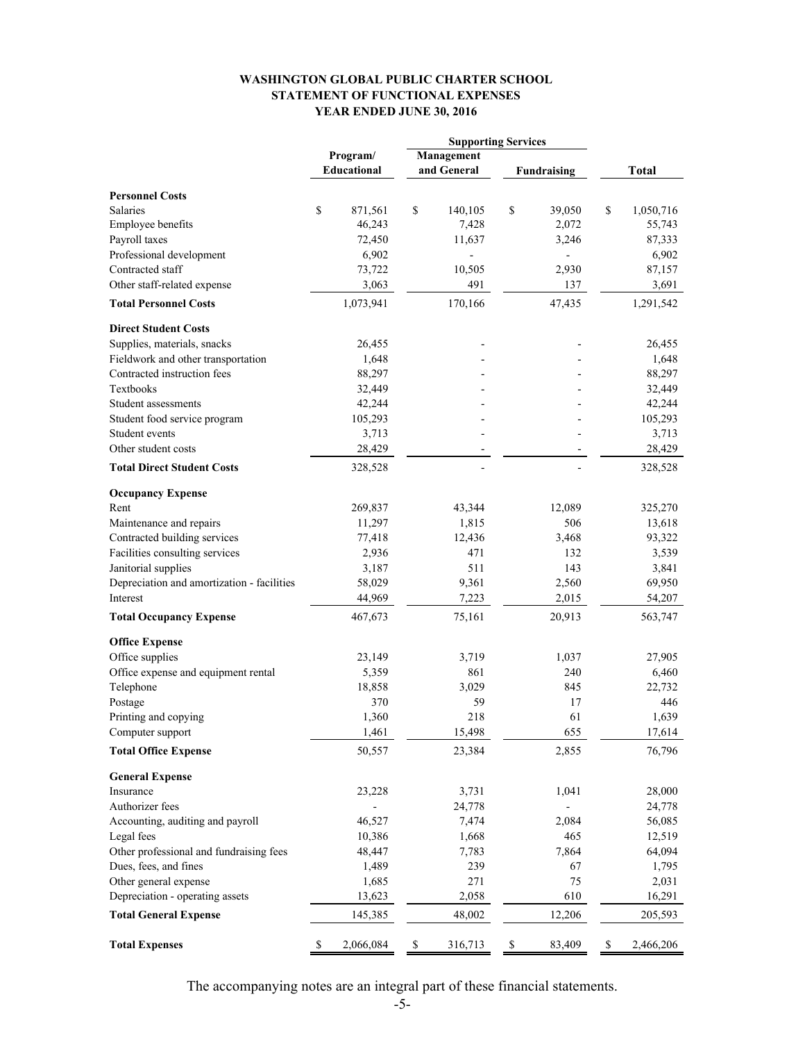# WASHINGTON GLOBAL PUBLIC CHARTER SCHOOL
## STATEMENT OF FUNCTIONAL EXPENSES
### YEAR ENDED JUNE 30, 2016

| | Program/ Educational | Supporting Services | | Total |
|---|---|---|---|---|
| | | Management and General | Fundraising | |
| **Personnel Costs** | | | | |
| Salaries | $ 871,561 | $ 140,105 | $ 39,050 | $ 1,050,716 |
| Employee benefits | 46,243 | 7,428 | 2,072 | 55,743 |
| Payroll taxes | 72,450 | 11,637 | 3,246 | 87,333 |
| Professional development | 6,902 | - | - | 6,902 |
| Contracted staff | 73,722 | 10,505 | 2,930 | 87,157 |
| Other staff-related expense | 3,063 | 491 | 137 | 3,691 |
| **Total Personnel Costs** | 1,073,941 | 170,166 | 47,435 | 1,291,542 |
| **Direct Student Costs** | | | | |
| Supplies, materials, snacks | 26,455 | - | - | 26,455 |
| Fieldwork and other transportation | 1,648 | - | - | 1,648 |
| Contracted instruction fees | 88,297 | - | - | 88,297 |
| Textbooks | 32,449 | - | - | 32,449 |
| Student assessments | 42,244 | - | - | 42,244 |
| Student food service program | 105,293 | - | - | 105,293 |
| Student events | 3,713 | - | - | 3,713 |
| Other student costs | 28,429 | - | - | 28,429 |
| **Total Direct Student Costs** | 328,528 | - | - | 328,528 |
| **Occupancy Expense** | | | | |
| Rent | 269,837 | 43,344 | 12,089 | 325,270 |
| Maintenance and repairs | 11,297 | 1,815 | 506 | 13,618 |
| Contracted building services | 77,418 | 12,436 | 3,468 | 93,322 |
| Facilities consulting services | 2,936 | 471 | 132 | 3,539 |
| Janitorial supplies | 3,187 | 511 | 143 | 3,841 |
| Depreciation and amortization - facilities | 58,029 | 9,361 | 2,560 | 69,950 |
| Interest | 44,969 | 7,223 | 2,015 | 54,207 |
| **Total Occupancy Expense** | 467,673 | 75,161 | 20,913 | 563,747 |
| **Office Expense** | | | | |
| Office supplies | 23,149 | 3,719 | 1,037 | 27,905 |
| Office expense and equipment rental | 5,359 | 861 | 240 | 6,460 |
| Telephone | 18,858 | 3,029 | 845 | 22,732 |
| Postage | 370 | 59 | 17 | 446 |
| Printing and copying | 1,360 | 218 | 61 | 1,639 |
| Computer support | 1,461 | 15,498 | 655 | 17,614 |
| **Total Office Expense** | 50,557 | 23,384 | 2,855 | 76,796 |
| **General Expense** | | | | |
| Insurance | 23,228 | 3,731 | 1,041 | 28,000 |
| Authorizer fees | - | 24,778 | - | 24,778 |
| Accounting, auditing and payroll | 46,527 | 7,474 | 2,084 | 56,085 |
| Legal fees | 10,386 | 1,668 | 465 | 12,519 |
| Other professional and fundraising fees | 48,447 | 7,783 | 7,864 | 64,094 |
| Dues, fees, and fines | 1,489 | 239 | 67 | 1,795 |
| Other general expense | 1,685 | 271 | 75 | 2,031 |
| Depreciation - operating assets | 13,623 | 2,058 | 610 | 16,291 |
| **Total General Expense** | 145,385 | 48,002 | 12,206 | 205,593 |
| **Total Expenses** | $ 2,066,084 | $ 316,713 | $ 83,409 | $ 2,466,206 |

The accompanying notes are an integral part of these financial statements.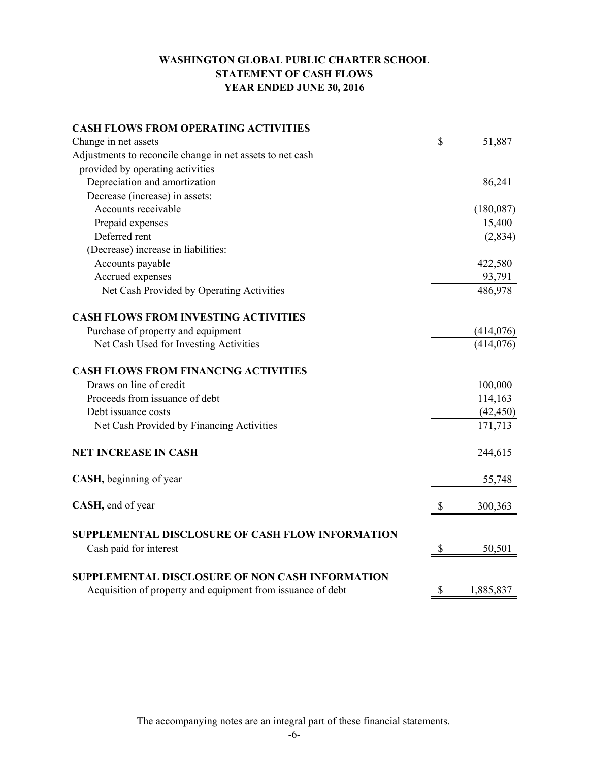# WASHINGTON GLOBAL PUBLIC CHARTER SCHOOL
## STATEMENT OF CASH FLOWS
## YEAR ENDED JUNE 30, 2016

| | |
|---|---|
| **CASH FLOWS FROM OPERATING ACTIVITIES** | |
| Change in net assets | $ 51,887 |
| Adjustments to reconcile change in net assets to net cash provided by operating activities | |
| Depreciation and amortization | 86,241 |
| Decrease (increase) in assets: | |
| Accounts receivable | (180,087) |
| Prepaid expenses | 15,400 |
| Deferred rent | (2,834) |
| (Decrease) increase in liabilities: | |
| Accounts payable | 422,580 |
| Accrued expenses | 93,791 |
| Net Cash Provided by Operating Activities | 486,978 |
| **CASH FLOWS FROM INVESTING ACTIVITIES** | |
| Purchase of property and equipment | (414,076) |
| Net Cash Used for Investing Activities | (414,076) |
| **CASH FLOWS FROM FINANCING ACTIVITIES** | |
| Draws on line of credit | 100,000 |
| Proceeds from issuance of debt | 114,163 |
| Debt issuance costs | (42,450) |
| Net Cash Provided by Financing Activities | 171,713 |
| **NET INCREASE IN CASH** | 244,615 |
| **CASH,** beginning of year | 55,748 |
| **CASH,** end of year | $ 300,363 |
| **SUPPLEMENTAL DISCLOSURE OF CASH FLOW INFORMATION** | |
| Cash paid for interest | $ 50,501 |
| **SUPPLEMENTAL DISCLOSURE OF NON CASH INFORMATION** | |
| Acquisition of property and equipment from issuance of debt | $ 1,885,837 |

The accompanying notes are an integral part of these financial statements.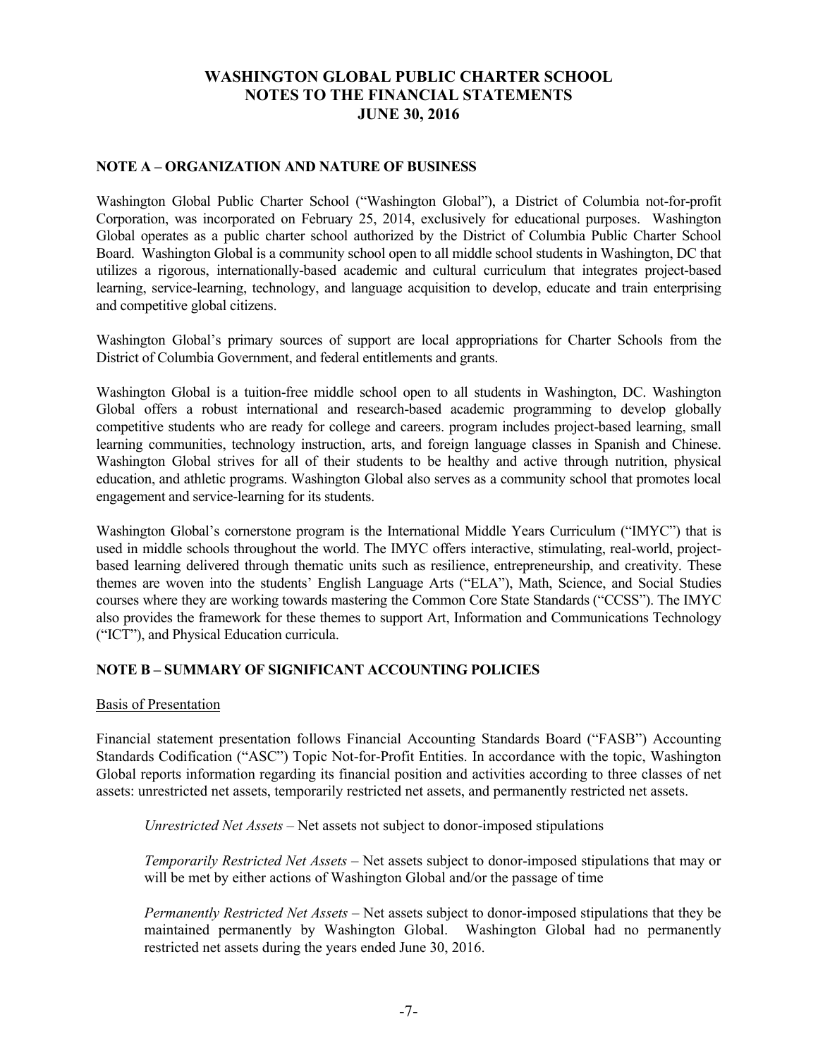# WASHINGTON GLOBAL PUBLIC CHARTER SCHOOL
# NOTES TO THE FINANCIAL STATEMENTS
# JUNE 30, 2016

## NOTE A – ORGANIZATION AND NATURE OF BUSINESS

Washington Global Public Charter School ("Washington Global"), a District of Columbia not-for-profit Corporation, was incorporated on February 25, 2014, exclusively for educational purposes. Washington Global operates as a public charter school authorized by the District of Columbia Public Charter School Board. Washington Global is a community school open to all middle school students in Washington, DC that utilizes a rigorous, internationally-based academic and cultural curriculum that integrates project-based learning, service-learning, technology, and language acquisition to develop, educate and train enterprising and competitive global citizens.

Washington Global's primary sources of support are local appropriations for Charter Schools from the District of Columbia Government, and federal entitlements and grants.

Washington Global is a tuition-free middle school open to all students in Washington, DC. Washington Global offers a robust international and research-based academic programming to develop globally competitive students who are ready for college and careers. program includes project-based learning, small learning communities, technology instruction, arts, and foreign language classes in Spanish and Chinese. Washington Global strives for all of their students to be healthy and active through nutrition, physical education, and athletic programs. Washington Global also serves as a community school that promotes local engagement and service-learning for its students.

Washington Global's cornerstone program is the International Middle Years Curriculum ("IMYC") that is used in middle schools throughout the world. The IMYC offers interactive, stimulating, real-world, project-based learning delivered through thematic units such as resilience, entrepreneurship, and creativity. These themes are woven into the students' English Language Arts ("ELA"), Math, Science, and Social Studies courses where they are working towards mastering the Common Core State Standards ("CCSS"). The IMYC also provides the framework for these themes to support Art, Information and Communications Technology ("ICT"), and Physical Education curricula.

## NOTE B – SUMMARY OF SIGNIFICANT ACCOUNTING POLICIES

Basis of Presentation

Financial statement presentation follows Financial Accounting Standards Board ("FASB") Accounting Standards Codification ("ASC") Topic Not-for-Profit Entities. In accordance with the topic, Washington Global reports information regarding its financial position and activities according to three classes of net assets: unrestricted net assets, temporarily restricted net assets, and permanently restricted net assets.

*Unrestricted Net Assets* – Net assets not subject to donor-imposed stipulations

*Temporarily Restricted Net Assets* – Net assets subject to donor-imposed stipulations that may or will be met by either actions of Washington Global and/or the passage of time

*Permanently Restricted Net Assets* – Net assets subject to donor-imposed stipulations that they be maintained permanently by Washington Global. Washington Global had no permanently restricted net assets during the years ended June 30, 2016.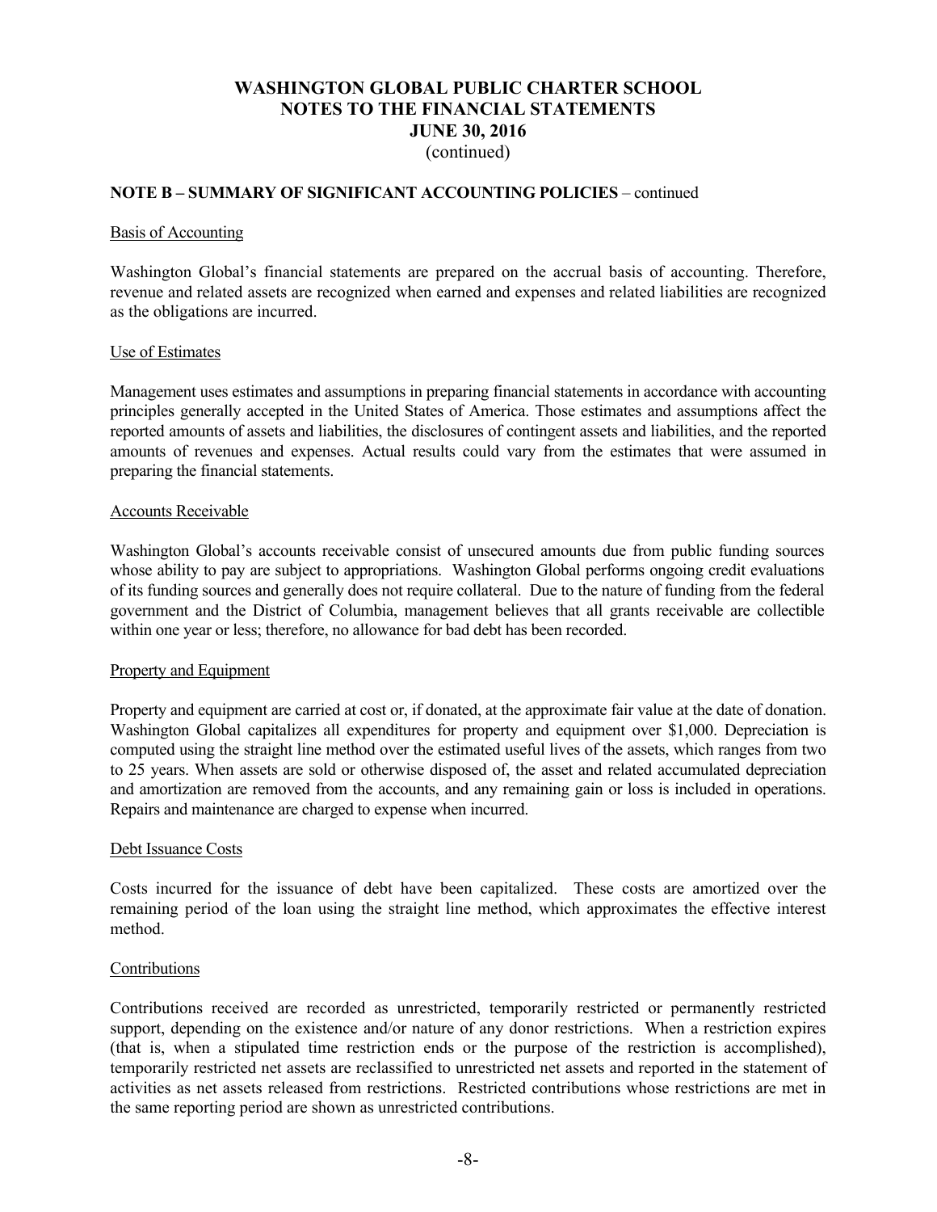# WASHINGTON GLOBAL PUBLIC CHARTER SCHOOL
# NOTES TO THE FINANCIAL STATEMENTS
# JUNE 30, 2016
(continued)

**NOTE B – SUMMARY OF SIGNIFICANT ACCOUNTING POLICIES** – continued

Basis of Accounting

Washington Global's financial statements are prepared on the accrual basis of accounting. Therefore, revenue and related assets are recognized when earned and expenses and related liabilities are recognized as the obligations are incurred.

Use of Estimates

Management uses estimates and assumptions in preparing financial statements in accordance with accounting principles generally accepted in the United States of America. Those estimates and assumptions affect the reported amounts of assets and liabilities, the disclosures of contingent assets and liabilities, and the reported amounts of revenues and expenses. Actual results could vary from the estimates that were assumed in preparing the financial statements.

Accounts Receivable

Washington Global's accounts receivable consist of unsecured amounts due from public funding sources whose ability to pay are subject to appropriations. Washington Global performs ongoing credit evaluations of its funding sources and generally does not require collateral. Due to the nature of funding from the federal government and the District of Columbia, management believes that all grants receivable are collectible within one year or less; therefore, no allowance for bad debt has been recorded.

Property and Equipment

Property and equipment are carried at cost or, if donated, at the approximate fair value at the date of donation. Washington Global capitalizes all expenditures for property and equipment over $1,000. Depreciation is computed using the straight line method over the estimated useful lives of the assets, which ranges from two to 25 years. When assets are sold or otherwise disposed of, the asset and related accumulated depreciation and amortization are removed from the accounts, and any remaining gain or loss is included in operations. Repairs and maintenance are charged to expense when incurred.

Debt Issuance Costs

Costs incurred for the issuance of debt have been capitalized. These costs are amortized over the remaining period of the loan using the straight line method, which approximates the effective interest method.

Contributions

Contributions received are recorded as unrestricted, temporarily restricted or permanently restricted support, depending on the existence and/or nature of any donor restrictions. When a restriction expires (that is, when a stipulated time restriction ends or the purpose of the restriction is accomplished), temporarily restricted net assets are reclassified to unrestricted net assets and reported in the statement of activities as net assets released from restrictions. Restricted contributions whose restrictions are met in the same reporting period are shown as unrestricted contributions.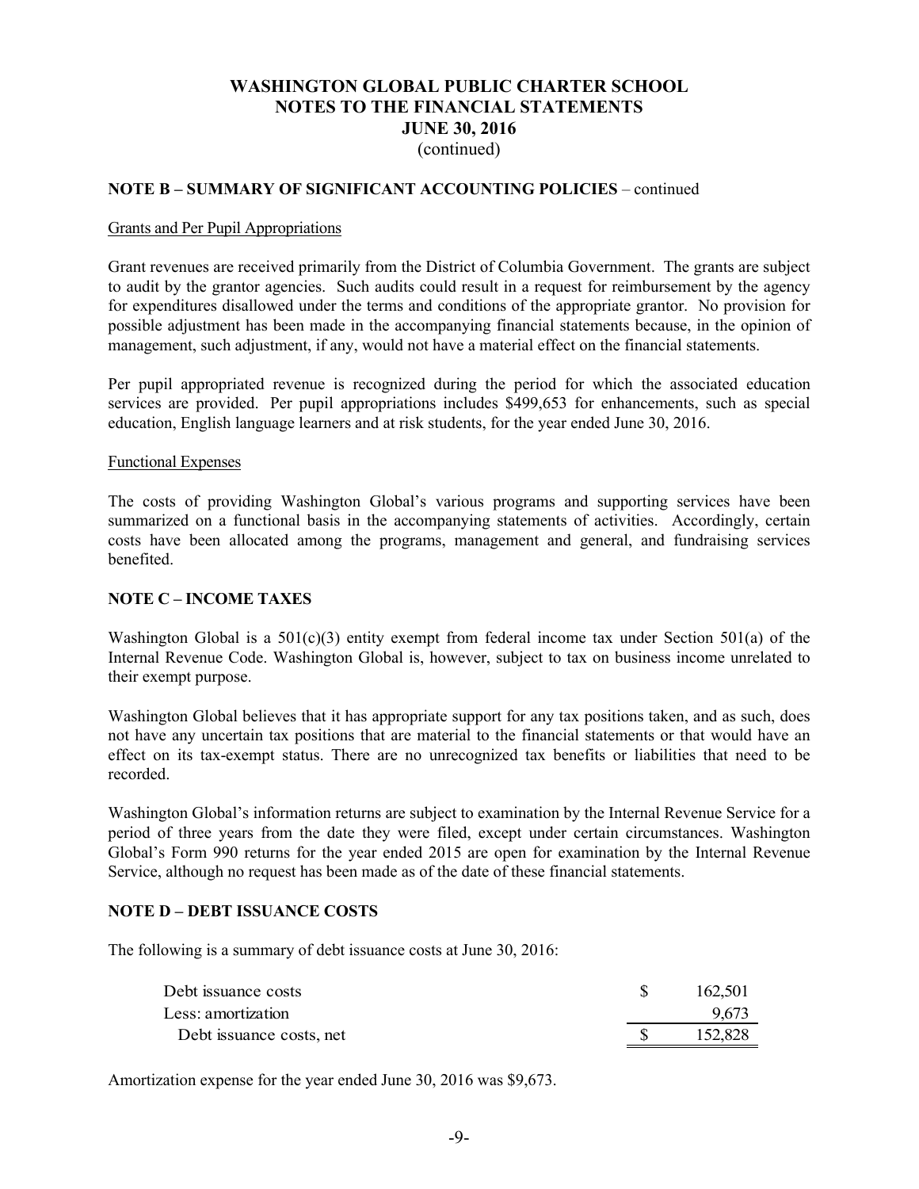# WASHINGTON GLOBAL PUBLIC CHARTER SCHOOL
# NOTES TO THE FINANCIAL STATEMENTS
# JUNE 30, 2016
(continued)

## NOTE B – SUMMARY OF SIGNIFICANT ACCOUNTING POLICIES – continued

### Grants and Per Pupil Appropriations

Grant revenues are received primarily from the District of Columbia Government. The grants are subject to audit by the grantor agencies. Such audits could result in a request for reimbursement by the agency for expenditures disallowed under the terms and conditions of the appropriate grantor. No provision for possible adjustment has been made in the accompanying financial statements because, in the opinion of management, such adjustment, if any, would not have a material effect on the financial statements.

Per pupil appropriated revenue is recognized during the period for which the associated education services are provided. Per pupil appropriations includes $499,653 for enhancements, such as special education, English language learners and at risk students, for the year ended June 30, 2016.

### Functional Expenses

The costs of providing Washington Global's various programs and supporting services have been summarized on a functional basis in the accompanying statements of activities. Accordingly, certain costs have been allocated among the programs, management and general, and fundraising services benefited.

## NOTE C – INCOME TAXES

Washington Global is a 501(c)(3) entity exempt from federal income tax under Section 501(a) of the Internal Revenue Code. Washington Global is, however, subject to tax on business income unrelated to their exempt purpose.

Washington Global believes that it has appropriate support for any tax positions taken, and as such, does not have any uncertain tax positions that are material to the financial statements or that would have an effect on its tax-exempt status. There are no unrecognized tax benefits or liabilities that need to be recorded.

Washington Global's information returns are subject to examination by the Internal Revenue Service for a period of three years from the date they were filed, except under certain circumstances. Washington Global's Form 990 returns for the year ended 2015 are open for examination by the Internal Revenue Service, although no request has been made as of the date of these financial statements.

## NOTE D – DEBT ISSUANCE COSTS

The following is a summary of debt issuance costs at June 30, 2016:

| | |
|---|---|
| Debt issuance costs | $ 162,501 |
| Less: amortization | 9,673 |
| Debt issuance costs, net | $ 152,828 |

Amortization expense for the year ended June 30, 2016 was $9,673.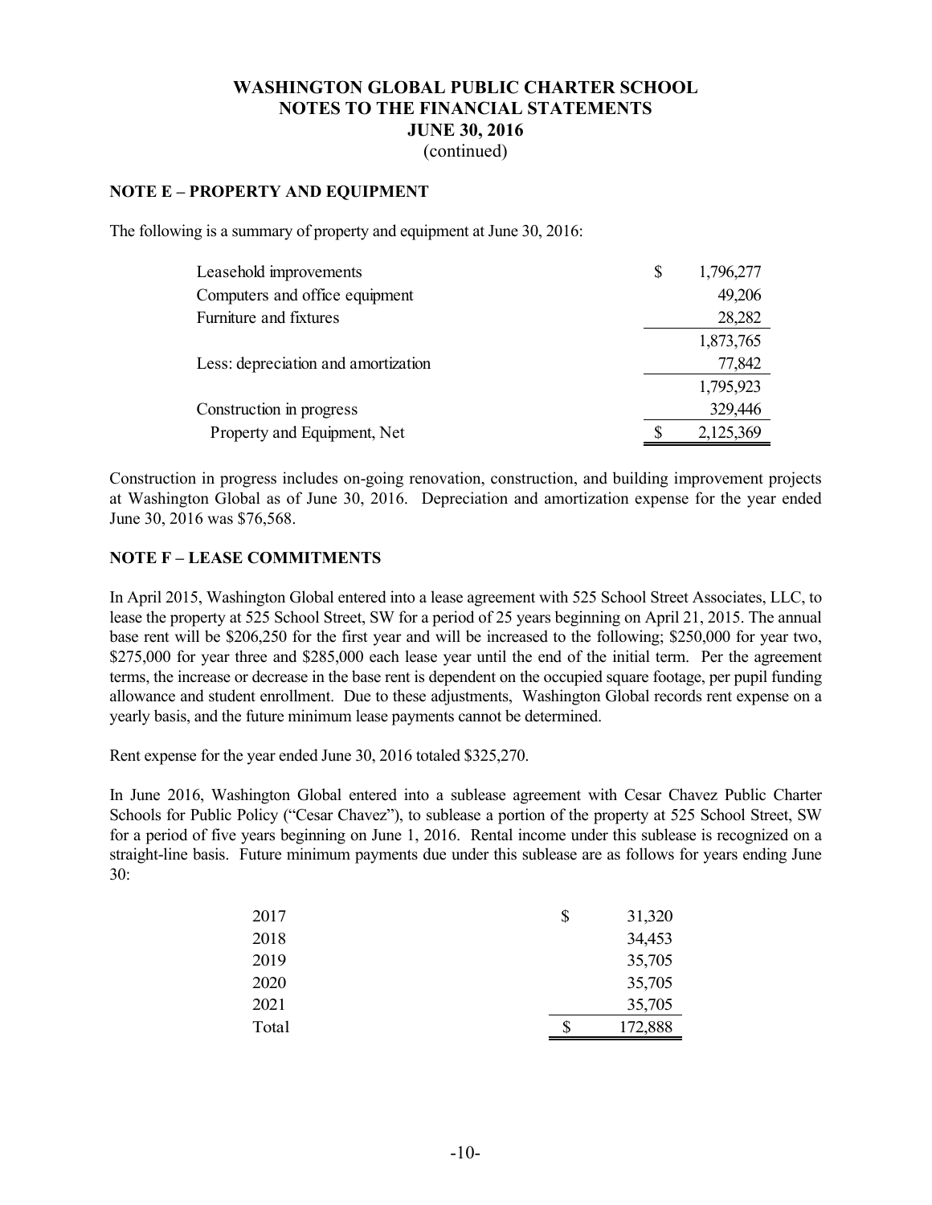# WASHINGTON GLOBAL PUBLIC CHARTER SCHOOL
## NOTES TO THE FINANCIAL STATEMENTS
## JUNE 30, 2016
(continued)

**NOTE E – PROPERTY AND EQUIPMENT**

The following is a summary of property and equipment at June 30, 2016:

| | | |
|---|---|---|
| Leasehold improvements | $ | 1,796,277 |
| Computers and office equipment | | 49,206 |
| Furniture and fixtures | | 28,282 |
| | | 1,873,765 |
| Less: depreciation and amortization | | 77,842 |
| | | 1,795,923 |
| Construction in progress | | 329,446 |
| Property and Equipment, Net | $ | 2,125,369 |

Construction in progress includes on-going renovation, construction, and building improvement projects at Washington Global as of June 30, 2016. Depreciation and amortization expense for the year ended June 30, 2016 was $76,568.

**NOTE F – LEASE COMMITMENTS**

In April 2015, Washington Global entered into a lease agreement with 525 School Street Associates, LLC, to lease the property at 525 School Street, SW for a period of 25 years beginning on April 21, 2015. The annual base rent will be $206,250 for the first year and will be increased to the following; $250,000 for year two, $275,000 for year three and $285,000 each lease year until the end of the initial term. Per the agreement terms, the increase or decrease in the base rent is dependent on the occupied square footage, per pupil funding allowance and student enrollment. Due to these adjustments, Washington Global records rent expense on a yearly basis, and the future minimum lease payments cannot be determined.

Rent expense for the year ended June 30, 2016 totaled $325,270.

In June 2016, Washington Global entered into a sublease agreement with Cesar Chavez Public Charter Schools for Public Policy ("Cesar Chavez"), to sublease a portion of the property at 525 School Street, SW for a period of five years beginning on June 1, 2016. Rental income under this sublease is recognized on a straight-line basis. Future minimum payments due under this sublease are as follows for years ending June 30:

| | | |
|---|---|---|
| 2017 | $ | 31,320 |
| 2018 | | 34,453 |
| 2019 | | 35,705 |
| 2020 | | 35,705 |
| 2021 | | 35,705 |
| Total | $ | 172,888 |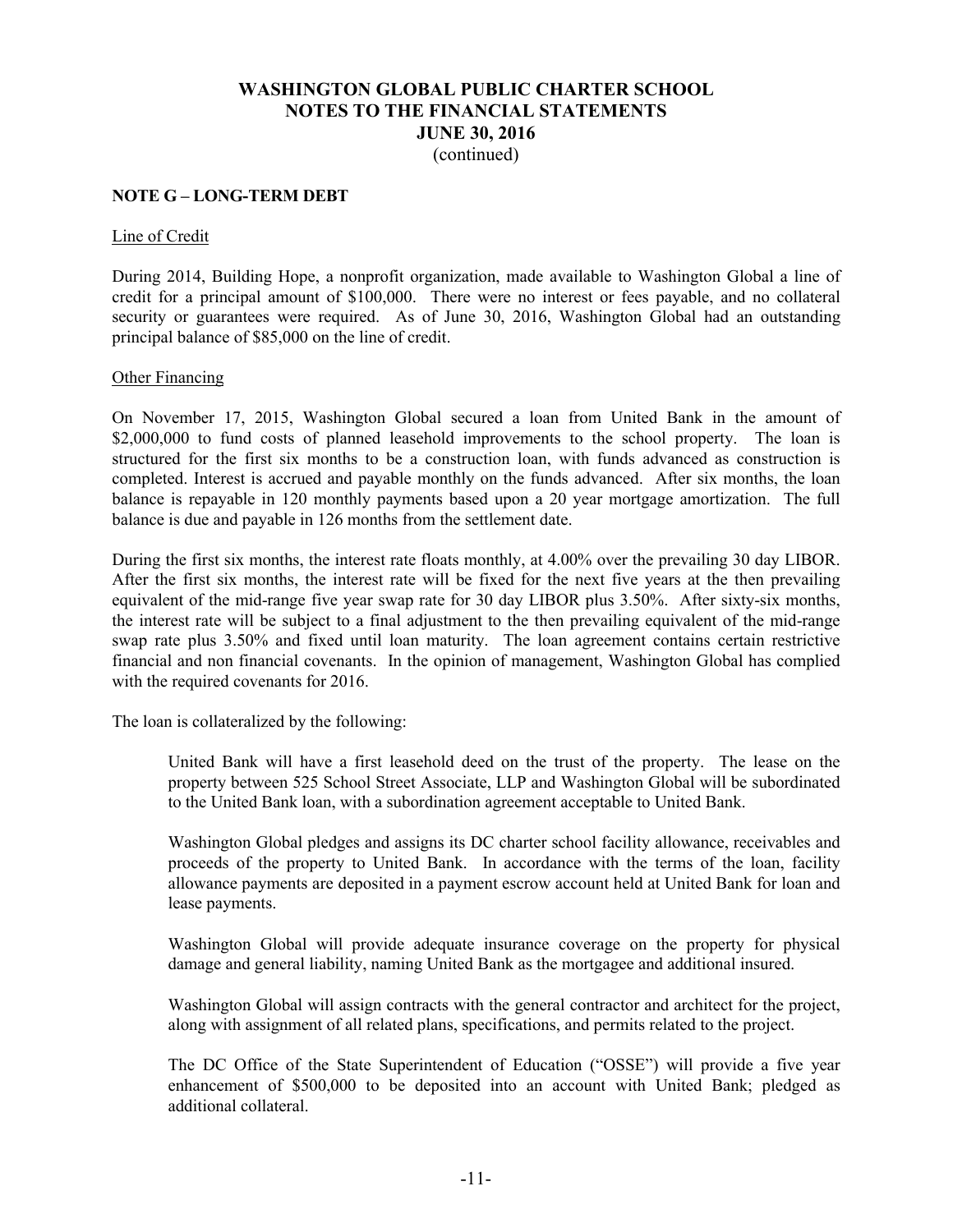# WASHINGTON GLOBAL PUBLIC CHARTER SCHOOL
## NOTES TO THE FINANCIAL STATEMENTS
## JUNE 30, 2016
(continued)

### NOTE G – LONG-TERM DEBT

Line of Credit

During 2014, Building Hope, a nonprofit organization, made available to Washington Global a line of credit for a principal amount of $100,000. There were no interest or fees payable, and no collateral security or guarantees were required. As of June 30, 2016, Washington Global had an outstanding principal balance of $85,000 on the line of credit.

Other Financing

On November 17, 2015, Washington Global secured a loan from United Bank in the amount of $2,000,000 to fund costs of planned leasehold improvements to the school property. The loan is structured for the first six months to be a construction loan, with funds advanced as construction is completed. Interest is accrued and payable monthly on the funds advanced. After six months, the loan balance is repayable in 120 monthly payments based upon a 20 year mortgage amortization. The full balance is due and payable in 126 months from the settlement date.

During the first six months, the interest rate floats monthly, at 4.00% over the prevailing 30 day LIBOR. After the first six months, the interest rate will be fixed for the next five years at the then prevailing equivalent of the mid-range five year swap rate for 30 day LIBOR plus 3.50%. After sixty-six months, the interest rate will be subject to a final adjustment to the then prevailing equivalent of the mid-range swap rate plus 3.50% and fixed until loan maturity. The loan agreement contains certain restrictive financial and non financial covenants. In the opinion of management, Washington Global has complied with the required covenants for 2016.

The loan is collateralized by the following:

United Bank will have a first leasehold deed on the trust of the property. The lease on the property between 525 School Street Associate, LLP and Washington Global will be subordinated to the United Bank loan, with a subordination agreement acceptable to United Bank.

Washington Global pledges and assigns its DC charter school facility allowance, receivables and proceeds of the property to United Bank. In accordance with the terms of the loan, facility allowance payments are deposited in a payment escrow account held at United Bank for loan and lease payments.

Washington Global will provide adequate insurance coverage on the property for physical damage and general liability, naming United Bank as the mortgagee and additional insured.

Washington Global will assign contracts with the general contractor and architect for the project, along with assignment of all related plans, specifications, and permits related to the project.

The DC Office of the State Superintendent of Education ("OSSE") will provide a five year enhancement of $500,000 to be deposited into an account with United Bank; pledged as additional collateral.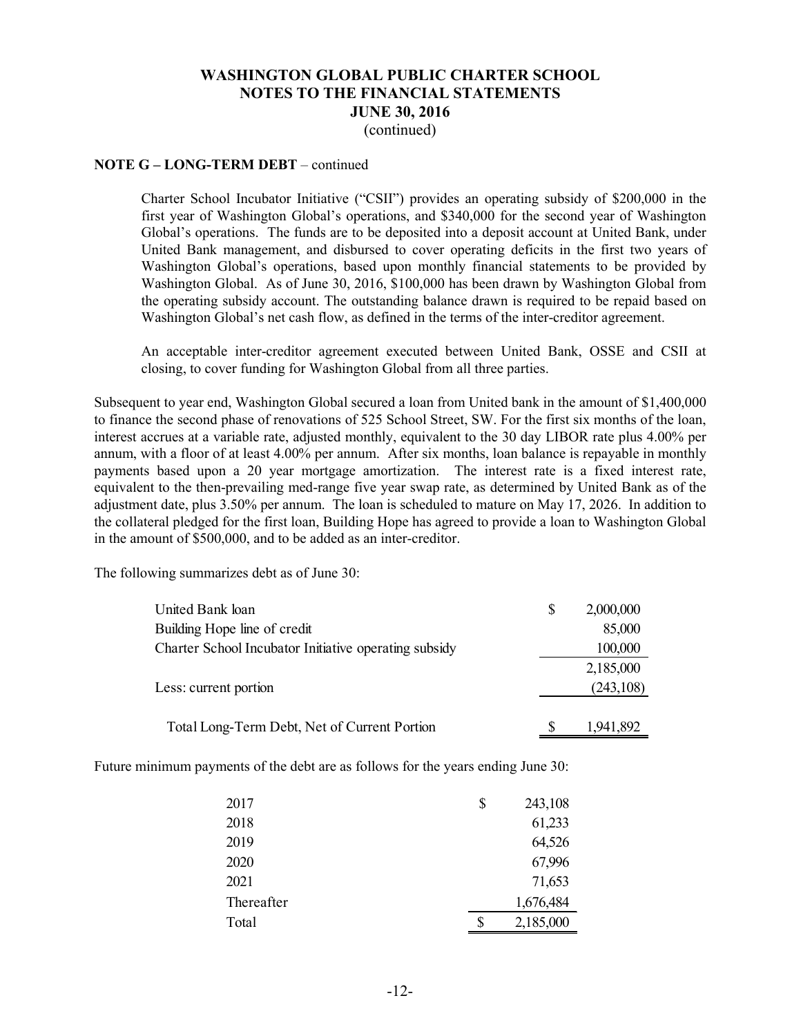**NOTE G – LONG-TERM DEBT** – continued

Charter School Incubator Initiative ("CSII") provides an operating subsidy of $200,000 in the first year of Washington Global's operations, and $340,000 for the second year of Washington Global's operations. The funds are to be deposited into a deposit account at United Bank, under United Bank management, and disbursed to cover operating deficits in the first two years of Washington Global's operations, based upon monthly financial statements to be provided by Washington Global. As of June 30, 2016, $100,000 has been drawn by Washington Global from the operating subsidy account. The outstanding balance drawn is required to be repaid based on Washington Global's net cash flow, as defined in the terms of the inter-creditor agreement.

An acceptable inter-creditor agreement executed between United Bank, OSSE and CSII at closing, to cover funding for Washington Global from all three parties.

Subsequent to year end, Washington Global secured a loan from United bank in the amount of $1,400,000 to finance the second phase of renovations of 525 School Street, SW. For the first six months of the loan, interest accrues at a variable rate, adjusted monthly, equivalent to the 30 day LIBOR rate plus 4.00% per annum, with a floor of at least 4.00% per annum. After six months, loan balance is repayable in monthly payments based upon a 20 year mortgage amortization. The interest rate is a fixed interest rate, equivalent to the then-prevailing med-range five year swap rate, as determined by United Bank as of the adjustment date, plus 3.50% per annum. The loan is scheduled to mature on May 17, 2026. In addition to the collateral pledged for the first loan, Building Hope has agreed to provide a loan to Washington Global in the amount of $500,000, and to be added as an inter-creditor.

The following summarizes debt as of June 30:

| | |
|---|---|
| United Bank loan | $ 2,000,000 |
| Building Hope line of credit | 85,000 |
| Charter School Incubator Initiative operating subsidy | 100,000 |
| | 2,185,000 |
| Less: current portion | (243,108) |
| Total Long-Term Debt, Net of Current Portion | $ 1,941,892 |

Future minimum payments of the debt are as follows for the years ending June 30:

| | |
|---|---|
| 2017 | $ 243,108 |
| 2018 | 61,233 |
| 2019 | 64,526 |
| 2020 | 67,996 |
| 2021 | 71,653 |
| Thereafter | 1,676,484 |
| Total | $ 2,185,000 |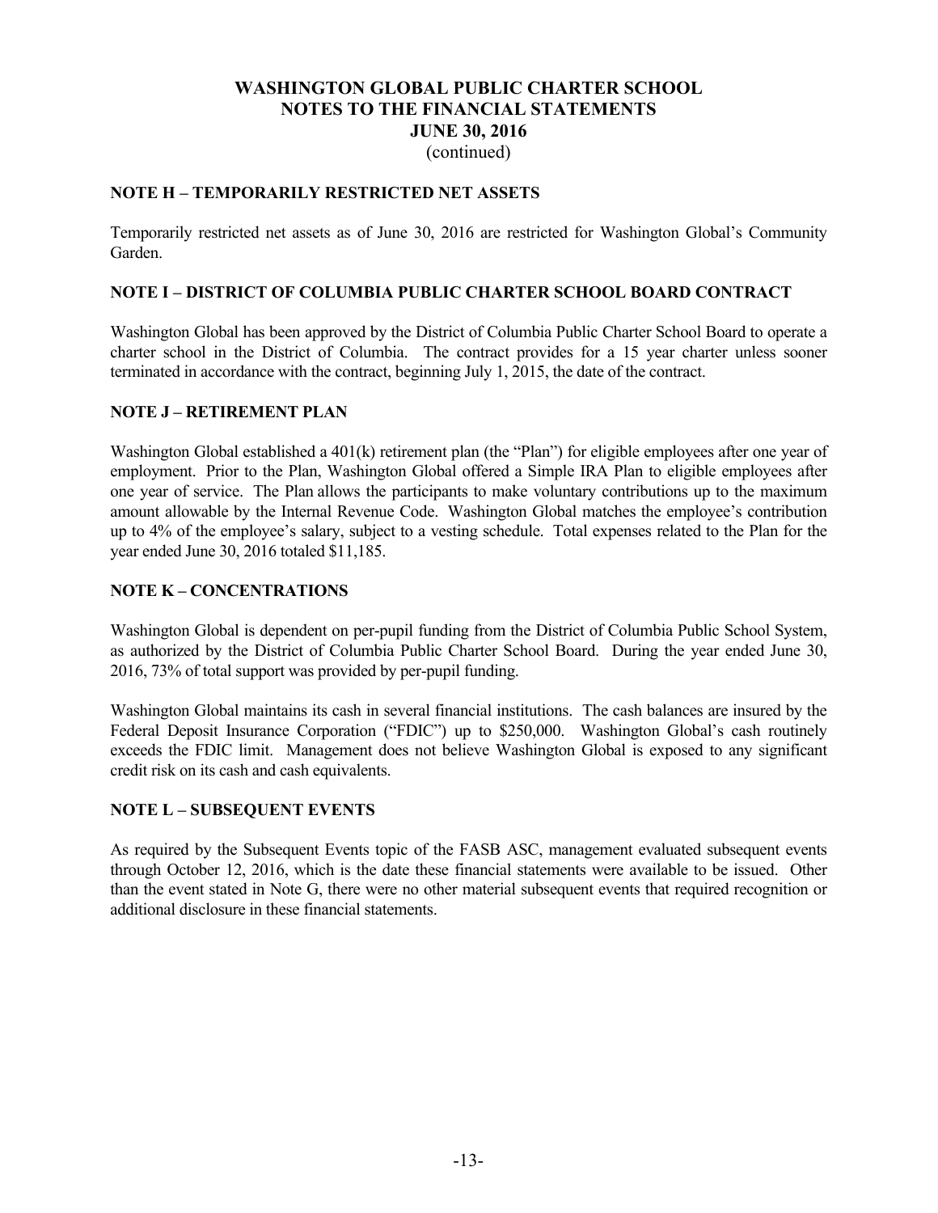# WASHINGTON GLOBAL PUBLIC CHARTER SCHOOL
## NOTES TO THE FINANCIAL STATEMENTS
## JUNE 30, 2016
(continued)

### NOTE H – TEMPORARILY RESTRICTED NET ASSETS

Temporarily restricted net assets as of June 30, 2016 are restricted for Washington Global's Community Garden.

### NOTE I – DISTRICT OF COLUMBIA PUBLIC CHARTER SCHOOL BOARD CONTRACT

Washington Global has been approved by the District of Columbia Public Charter School Board to operate a charter school in the District of Columbia. The contract provides for a 15 year charter unless sooner terminated in accordance with the contract, beginning July 1, 2015, the date of the contract.

### NOTE J – RETIREMENT PLAN

Washington Global established a 401(k) retirement plan (the "Plan") for eligible employees after one year of employment. Prior to the Plan, Washington Global offered a Simple IRA Plan to eligible employees after one year of service. The Plan allows the participants to make voluntary contributions up to the maximum amount allowable by the Internal Revenue Code. Washington Global matches the employee's contribution up to 4% of the employee's salary, subject to a vesting schedule. Total expenses related to the Plan for the year ended June 30, 2016 totaled $11,185.

### NOTE K – CONCENTRATIONS

Washington Global is dependent on per-pupil funding from the District of Columbia Public School System, as authorized by the District of Columbia Public Charter School Board. During the year ended June 30, 2016, 73% of total support was provided by per-pupil funding.

Washington Global maintains its cash in several financial institutions. The cash balances are insured by the Federal Deposit Insurance Corporation ("FDIC") up to $250,000. Washington Global's cash routinely exceeds the FDIC limit. Management does not believe Washington Global is exposed to any significant credit risk on its cash and cash equivalents.

### NOTE L – SUBSEQUENT EVENTS

As required by the Subsequent Events topic of the FASB ASC, management evaluated subsequent events through October 12, 2016, which is the date these financial statements were available to be issued. Other than the event stated in Note G, there were no other material subsequent events that required recognition or additional disclosure in these financial statements.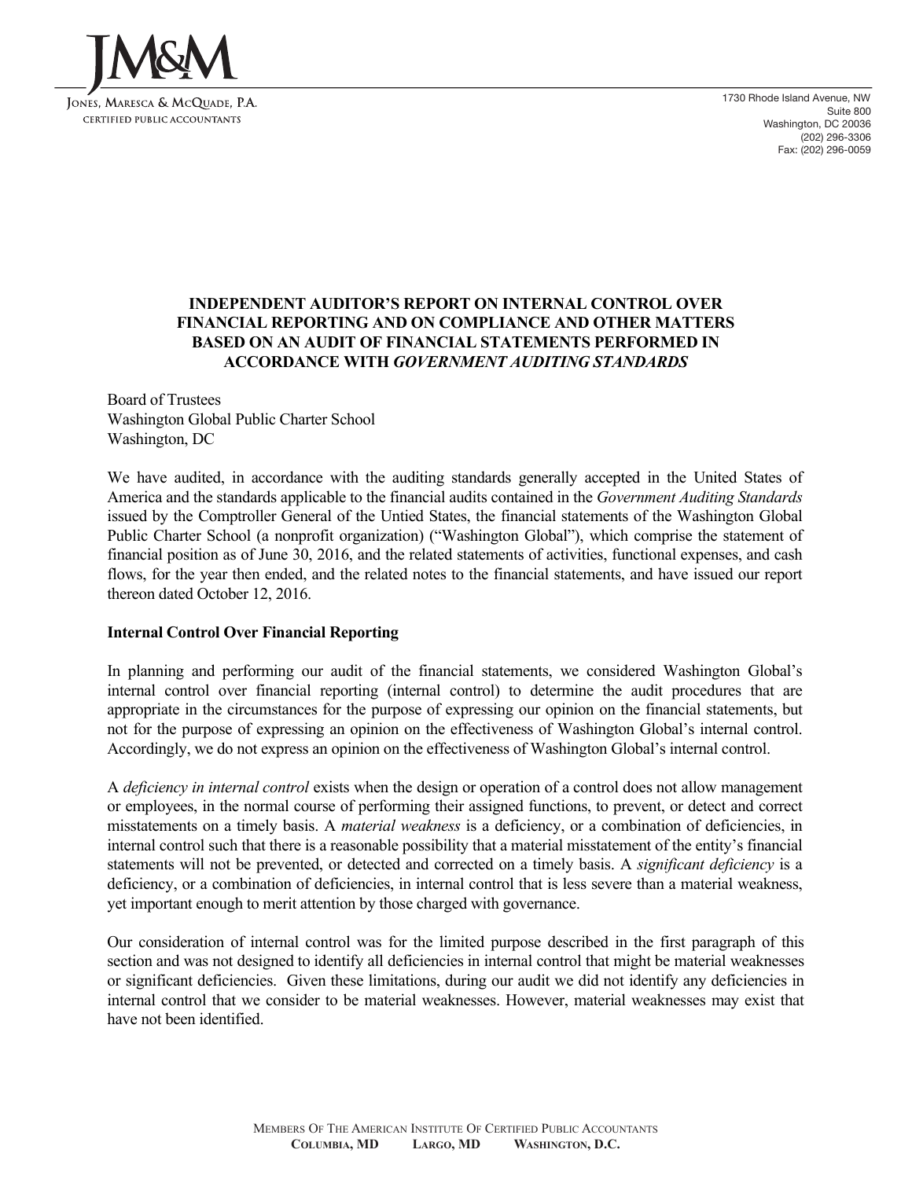**JM&M**

JONES, MARESCA & MCQUADE, P.A.
CERTIFIED PUBLIC ACCOUNTANTS

1730 Rhode Island Avenue, NW
Suite 800
Washington, DC 20036
(202) 296-3306
Fax: (202) 296-0059

# INDEPENDENT AUDITOR'S REPORT ON INTERNAL CONTROL OVER FINANCIAL REPORTING AND ON COMPLIANCE AND OTHER MATTERS BASED ON AN AUDIT OF FINANCIAL STATEMENTS PERFORMED IN ACCORDANCE WITH *GOVERNMENT AUDITING STANDARDS*

Board of Trustees
Washington Global Public Charter School
Washington, DC

We have audited, in accordance with the auditing standards generally accepted in the United States of America and the standards applicable to the financial audits contained in the *Government Auditing Standards* issued by the Comptroller General of the Untied States, the financial statements of the Washington Global Public Charter School (a nonprofit organization) ("Washington Global"), which comprise the statement of financial position as of June 30, 2016, and the related statements of activities, functional expenses, and cash flows, for the year then ended, and the related notes to the financial statements, and have issued our report thereon dated October 12, 2016.

**Internal Control Over Financial Reporting**

In planning and performing our audit of the financial statements, we considered Washington Global's internal control over financial reporting (internal control) to determine the audit procedures that are appropriate in the circumstances for the purpose of expressing our opinion on the financial statements, but not for the purpose of expressing an opinion on the effectiveness of Washington Global's internal control. Accordingly, we do not express an opinion on the effectiveness of Washington Global's internal control.

A *deficiency in internal control* exists when the design or operation of a control does not allow management or employees, in the normal course of performing their assigned functions, to prevent, or detect and correct misstatements on a timely basis. A *material weakness* is a deficiency, or a combination of deficiencies, in internal control such that there is a reasonable possibility that a material misstatement of the entity's financial statements will not be prevented, or detected and corrected on a timely basis. A *significant deficiency* is a deficiency, or a combination of deficiencies, in internal control that is less severe than a material weakness, yet important enough to merit attention by those charged with governance.

Our consideration of internal control was for the limited purpose described in the first paragraph of this section and was not designed to identify all deficiencies in internal control that might be material weaknesses or significant deficiencies. Given these limitations, during our audit we did not identify any deficiencies in internal control that we consider to be material weaknesses. However, material weaknesses may exist that have not been identified.

MEMBERS OF THE AMERICAN INSTITUTE OF CERTIFIED PUBLIC ACCOUNTANTS
**COLUMBIA, MD LARGO, MD WASHINGTON, D.C.**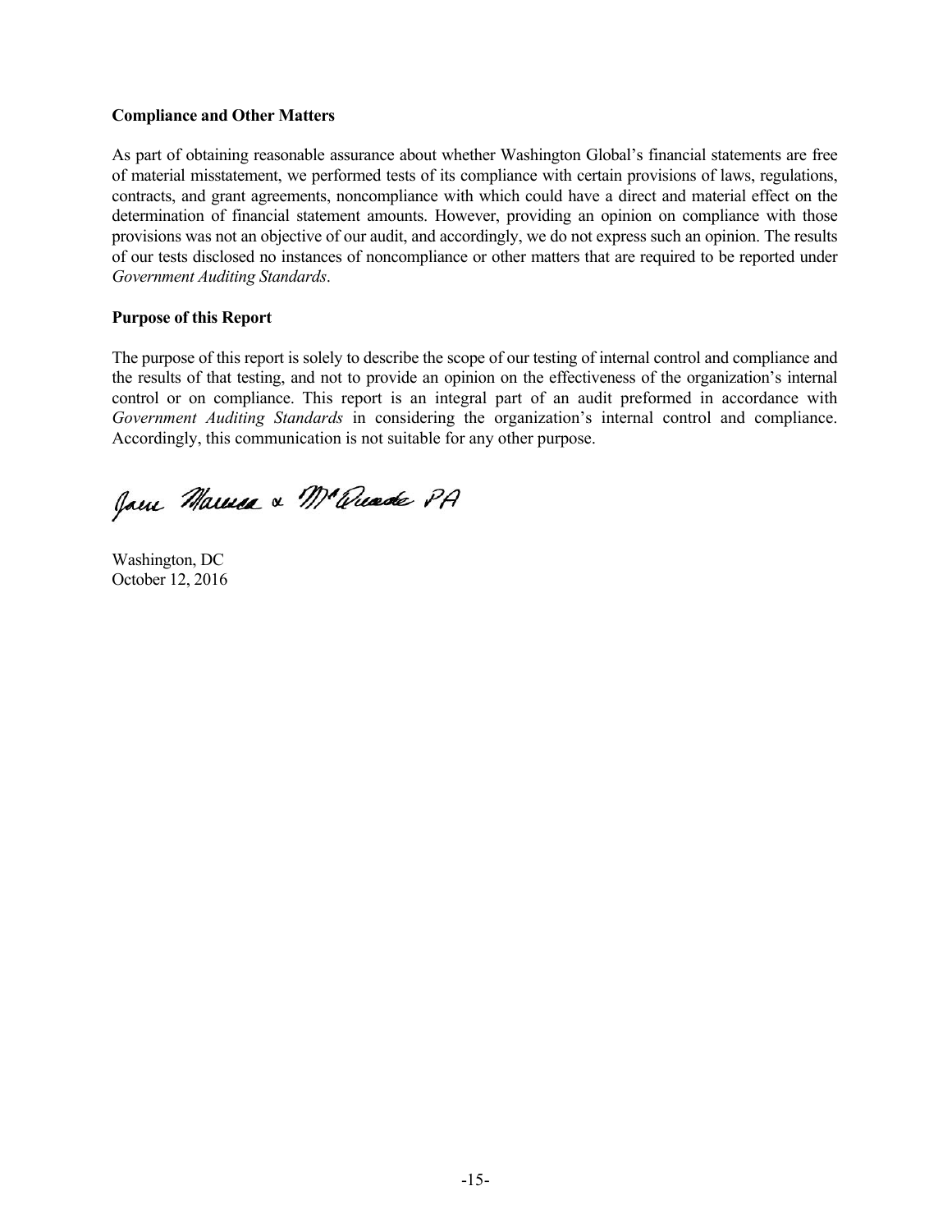**Compliance and Other Matters**

As part of obtaining reasonable assurance about whether Washington Global's financial statements are free of material misstatement, we performed tests of its compliance with certain provisions of laws, regulations, contracts, and grant agreements, noncompliance with which could have a direct and material effect on the determination of financial statement amounts. However, providing an opinion on compliance with those provisions was not an objective of our audit, and accordingly, we do not express such an opinion. The results of our tests disclosed no instances of noncompliance or other matters that are required to be reported under *Government Auditing Standards*.

**Purpose of this Report**

The purpose of this report is solely to describe the scope of our testing of internal control and compliance and the results of that testing, and not to provide an opinion on the effectiveness of the organization's internal control or on compliance. This report is an integral part of an audit preformed in accordance with *Government Auditing Standards* in considering the organization's internal control and compliance. Accordingly, this communication is not suitable for any other purpose.

Jones Marsha & McQuade PA

Washington, DC
October 12, 2016